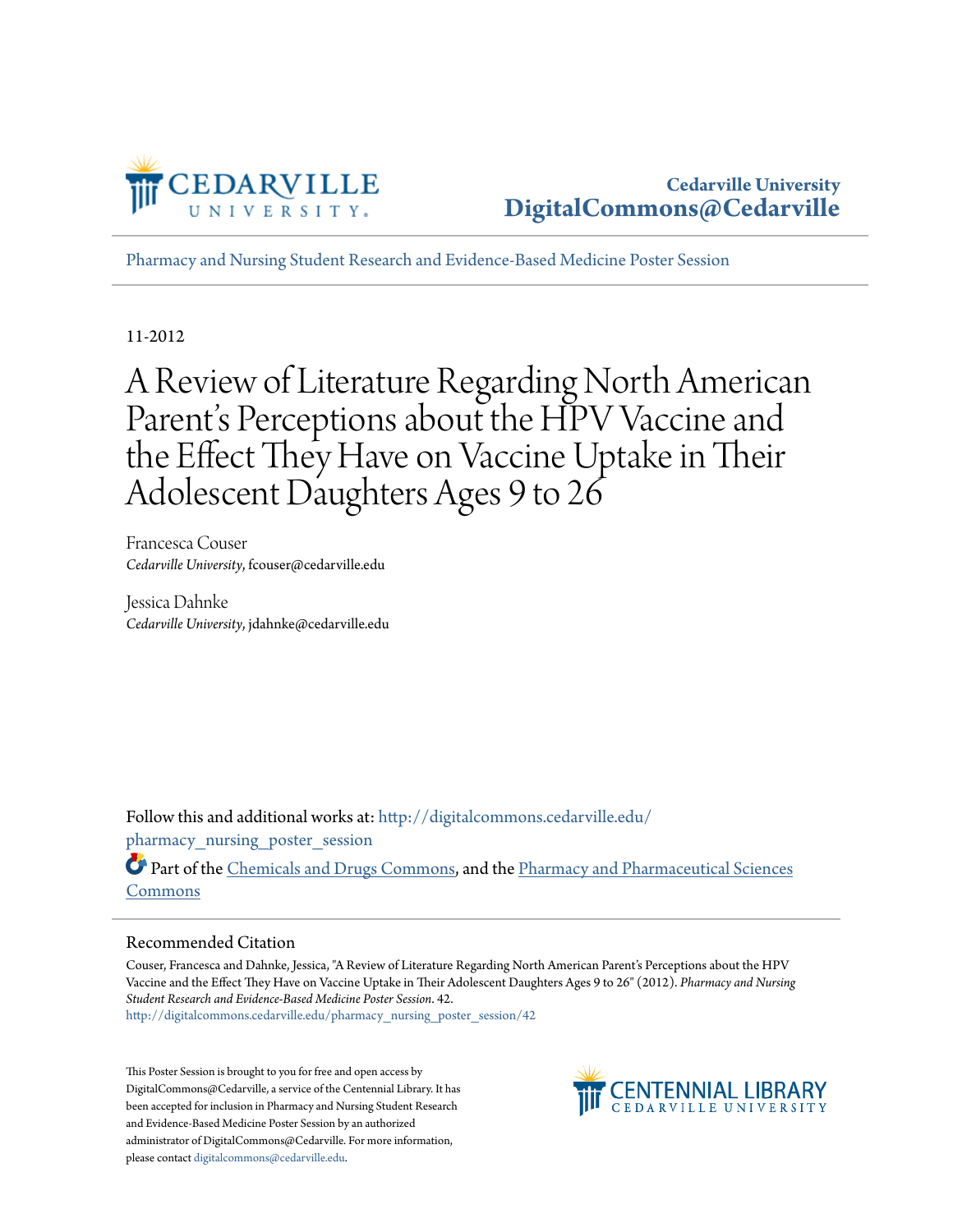Cedarville University
DigitalCommons@Cedarville

Pharmacy and Nursing Student Research and Evidence-Based Medicine Poster Session

11-2012

# A Review of Literature Regarding North American Parent's Perceptions about the HPV Vaccine and the Effect They Have on Vaccine Uptake in Their Adolescent Daughters Ages 9 to 26

Francesca Couser
*Cedarville University*, fcouser@cedarville.edu

Jessica Dahnke
*Cedarville University*, jdahnke@cedarville.edu

Follow this and additional works at: http://digitalcommons.cedarville.edu/pharmacy_nursing_poster_session

Part of the Chemicals and Drugs Commons, and the Pharmacy and Pharmaceutical Sciences Commons

## Recommended Citation

Couser, Francesca and Dahnke, Jessica, "A Review of Literature Regarding North American Parent's Perceptions about the HPV Vaccine and the Effect They Have on Vaccine Uptake in Their Adolescent Daughters Ages 9 to 26" (2012). *Pharmacy and Nursing Student Research and Evidence-Based Medicine Poster Session*. 42.
http://digitalcommons.cedarville.edu/pharmacy_nursing_poster_session/42

This Poster Session is brought to you for free and open access by DigitalCommons@Cedarville, a service of the Centennial Library. It has been accepted for inclusion in Pharmacy and Nursing Student Research and Evidence-Based Medicine Poster Session by an authorized administrator of DigitalCommons@Cedarville. For more information, please contact digitalcommons@cedarville.edu.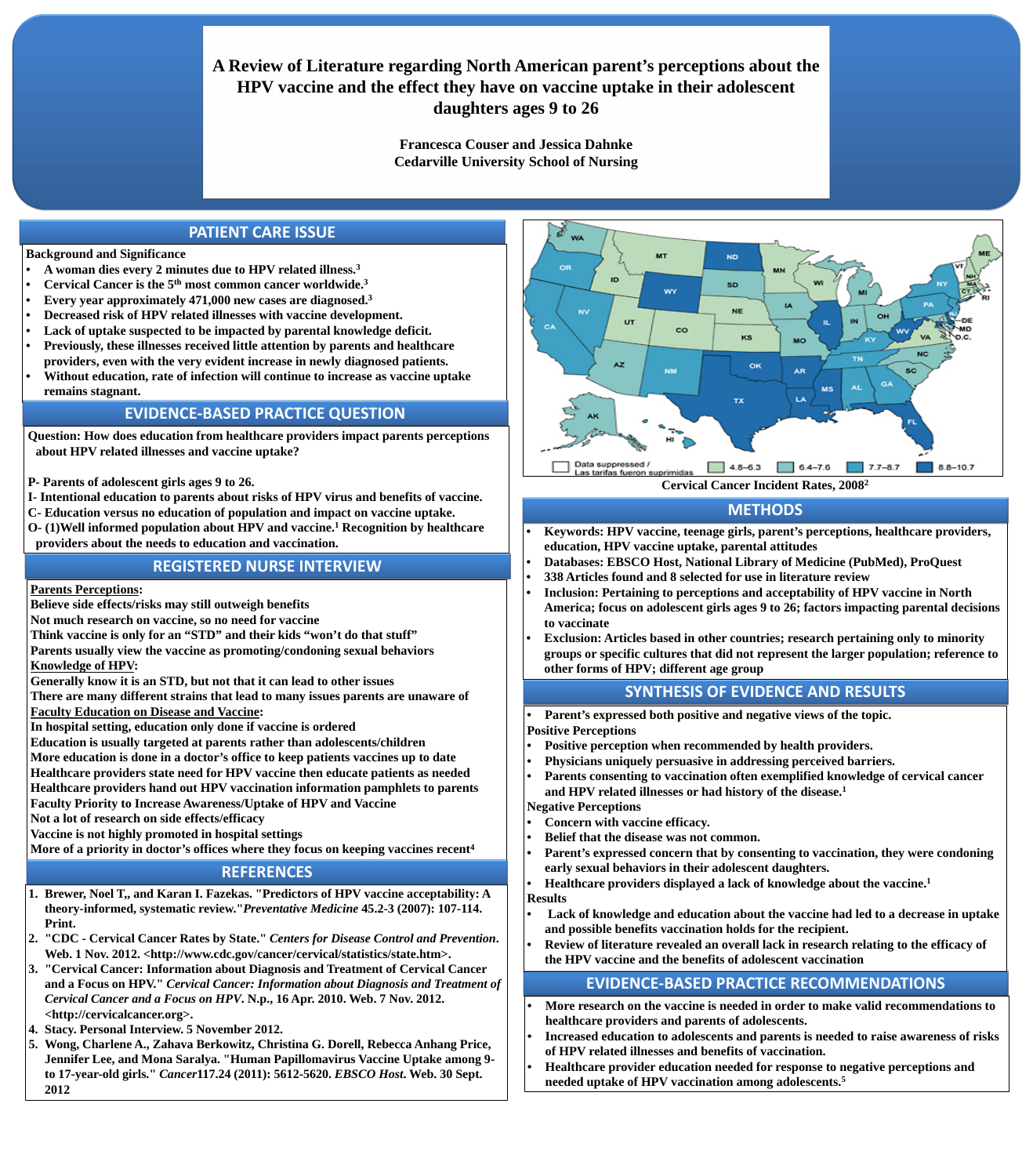# A Review of Literature regarding North American parent's perceptions about the HPV vaccine and the effect they have on vaccine uptake in their adolescent daughters ages 9 to 26

**Francesca Couser and Jessica Dahnke**
**Cedarville University School of Nursing**

## PATIENT CARE ISSUE

**Background and Significance**

- A woman dies every 2 minutes due to HPV related illness.[3]
- Cervical Cancer is the 5th most common cancer worldwide.[3]
- Every year approximately 471,000 new cases are diagnosed.[3]
- Decreased risk of HPV related illnesses with vaccine development.
- Lack of uptake suspected to be impacted by parental knowledge deficit.
- Previously, these illnesses received little attention by parents and healthcare providers, even with the very evident increase in newly diagnosed patients.
- Without education, rate of infection will continue to increase as vaccine uptake remains stagnant.

## EVIDENCE-BASED PRACTICE QUESTION

Question: How does education from healthcare providers impact parents perceptions about HPV related illnesses and vaccine uptake?

P- Parents of adolescent girls ages 9 to 26.
I- Intentional education to parents about risks of HPV virus and benefits of vaccine.
C- Education versus no education of population and impact on vaccine uptake.
O- (1)Well informed population about HPV and vaccine.[1] Recognition by healthcare providers about the needs to education and vaccination.

## REGISTERED NURSE INTERVIEW

<u>Parents Perceptions</u>:
Believe side effects/risks may still outweigh benefits
Not much research on vaccine, so no need for vaccine
Think vaccine is only for an "STD" and their kids "won't do that stuff"
Parents usually view the vaccine as promoting/condoning sexual behaviors
<u>Knowledge of HPV</u>:
Generally know it is an STD, but not that it can lead to other issues
There are many different strains that lead to many issues parents are unaware of
<u>Faculty Education on Disease and Vaccine</u>:
In hospital setting, education only done if vaccine is ordered
Education is usually targeted at parents rather than adolescents/children
More education is done in a doctor's office to keep patients vaccines up to date
Healthcare providers state need for HPV vaccine then educate parents as needed
Healthcare providers hand out HPV vaccination information pamphlets to parents
Faculty Priority to Increase Awareness/Uptake of HPV and Vaccine
Not a lot of research on side effects/efficacy
Vaccine is not highly promoted in hospital settings
More of a priority in doctor's offices where they focus on keeping vaccines recent[4]

## REFERENCES

1. Brewer, Noel T,, and Karan I. Fazekas. "Predictors of HPV vaccine acceptability: A theory-informed, systematic review."*Preventative Medicine* 45.2-3 (2007): 107-114. Print.
2. "CDC - Cervical Cancer Rates by State." *Centers for Disease Control and Prevention*. Web. 1 Nov. 2012. <http://www.cdc.gov/cancer/cervical/statistics/state.htm>.
3. "Cervical Cancer: Information about Diagnosis and Treatment of Cervical Cancer and a Focus on HPV." *Cervical Cancer: Information about Diagnosis and Treatment of Cervical Cancer and a Focus on HPV*. N.p., 16 Apr. 2010. Web. 7 Nov. 2012. <http://cervicalcancer.org>.
4. Stacy. Personal Interview. 5 November 2012.
5. Wong, Charlene A., Zahava Berkowitz, Christina G. Dorell, Rebecca Anhang Price, Jennifer Lee, and Mona Saralya. "Human Papillomavirus Vaccine Uptake among 9- to 17-year-old girls." *Cancer*117.24 (2011): 5612-5620. *EBSCO Host*. Web. 30 Sept. 2012

Data suppressed / Las tarifas fueron suprimidas
4.8–6.3
6.4–7.6
7.7–8.7
8.8–10.7

Cervical Cancer Incident Rates, 2008[2]

## METHODS

- Keywords: HPV vaccine, teenage girls, parent's perceptions, healthcare providers, education, HPV vaccine uptake, parental attitudes
- Databases: EBSCO Host, National Library of Medicine (PubMed), ProQuest
- 338 Articles found and 8 selected for use in literature review
- Inclusion: Pertaining to perceptions and acceptability of HPV vaccine in North America; focus on adolescent girls ages 9 to 26; factors impacting parental decisions to vaccinate
- Exclusion: Articles based in other countries; research pertaining only to minority groups or specific cultures that did not represent the larger population; reference to other forms of HPV; different age group

## SYNTHESIS OF EVIDENCE AND RESULTS

- Parent's expressed both positive and negative views of the topic.

**Positive Perceptions**

- Positive perception when recommended by health providers.
- Physicians uniquely persuasive in addressing perceived barriers.
- Parents consenting to vaccination often exemplified knowledge of cervical cancer and HPV related illnesses or had history of the disease.[1]

**Negative Perceptions**

- Concern with vaccine efficacy.
- Belief that the disease was not common.
- Parent's expressed concern that by consenting to vaccination, they were condoning early sexual behaviors in their adolescent daughters.
- Healthcare providers displayed a lack of knowledge about the vaccine.[1]

**Results**

- Lack of knowledge and education about the vaccine had led to a decrease in uptake and possible benefits vaccination holds for the recipient.
- Review of literature revealed an overall lack in research relating to the efficacy of the HPV vaccine and the benefits of adolescent vaccination

## EVIDENCE-BASED PRACTICE RECOMMENDATIONS

- More research on the vaccine is needed in order to make valid recommendations to healthcare providers and parents of adolescents.
- Increased education to adolescents and parents is needed to raise awareness of risks of HPV related illnesses and benefits of vaccination.
- Healthcare provider education needed for response to negative perceptions and needed uptake of HPV vaccination among adolescents.[5]